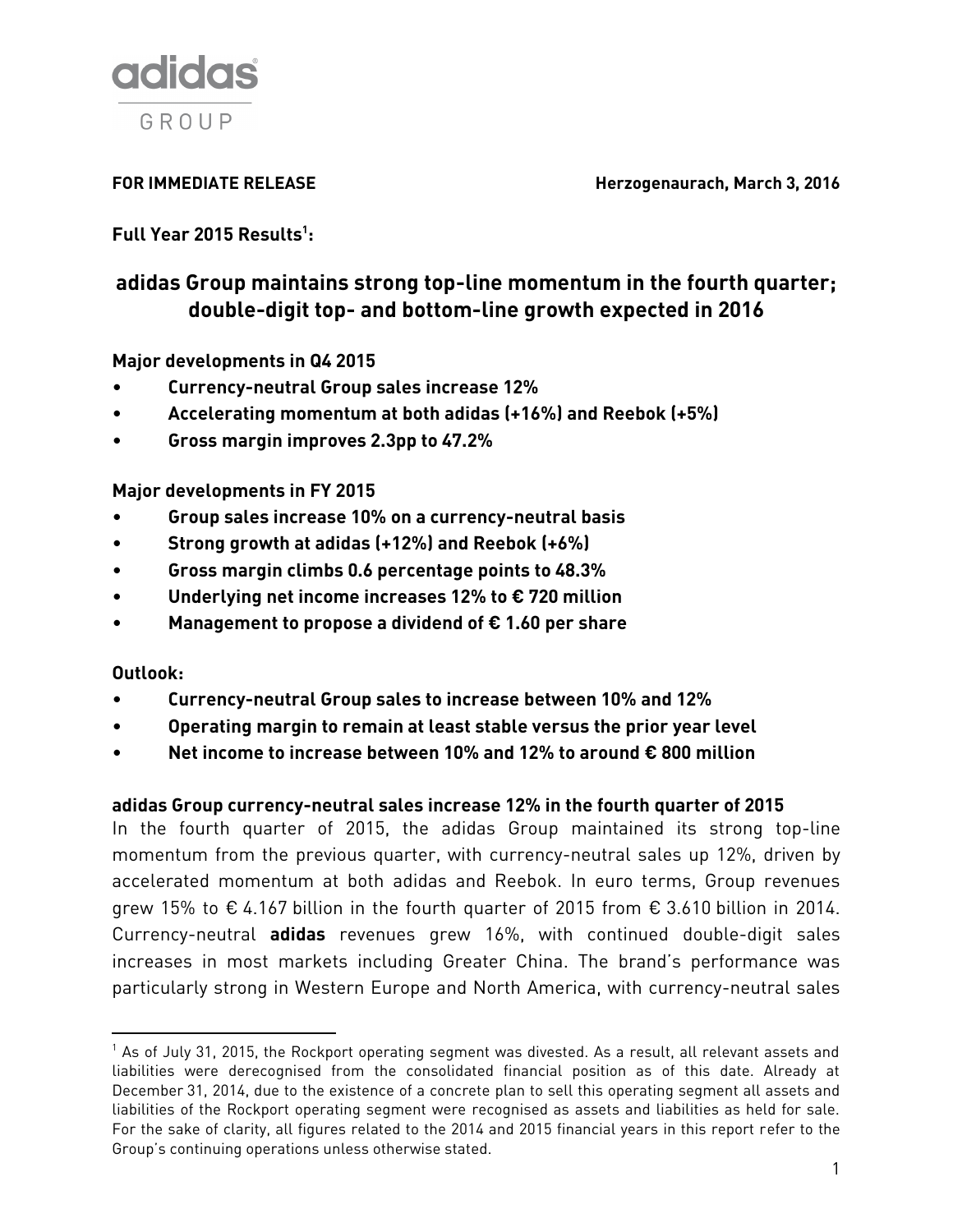adidas GROUP

**FOR IMMEDIATE RELEASE** **Herzogenaurach, March 3, 2016**

**Full Year 2015 Results[1]:**

## adidas Group maintains strong top-line momentum in the fourth quarter; double-digit top- and bottom-line growth expected in 2016

**Major developments in Q4 2015**

- **Currency-neutral Group sales increase 12%**
- **Accelerating momentum at both adidas (+16%) and Reebok (+5%)**
- **Gross margin improves 2.3pp to 47.2%**

**Major developments in FY 2015**

- **Group sales increase 10% on a currency-neutral basis**
- **Strong growth at adidas (+12%) and Reebok (+6%)**
- **Gross margin climbs 0.6 percentage points to 48.3%**
- **Underlying net income increases 12% to € 720 million**
- **Management to propose a dividend of € 1.60 per share**

**Outlook:**

- **Currency-neutral Group sales to increase between 10% and 12%**
- **Operating margin to remain at least stable versus the prior year level**
- **Net income to increase between 10% and 12% to around € 800 million**

**adidas Group currency-neutral sales increase 12% in the fourth quarter of 2015**

In the fourth quarter of 2015, the adidas Group maintained its strong top-line momentum from the previous quarter, with currency-neutral sales up 12%, driven by accelerated momentum at both adidas and Reebok. In euro terms, Group revenues grew 15% to € 4.167 billion in the fourth quarter of 2015 from € 3.610 billion in 2014. Currency-neutral **adidas** revenues grew 16%, with continued double-digit sales increases in most markets including Greater China. The brand's performance was particularly strong in Western Europe and North America, with currency-neutral sales

[1] As of July 31, 2015, the Rockport operating segment was divested. As a result, all relevant assets and liabilities were derecognised from the consolidated financial position as of this date. Already at December 31, 2014, due to the existence of a concrete plan to sell this operating segment all assets and liabilities of the Rockport operating segment were recognised as assets and liabilities as held for sale. For the sake of clarity, all figures related to the 2014 and 2015 financial years in this report refer to the Group's continuing operations unless otherwise stated.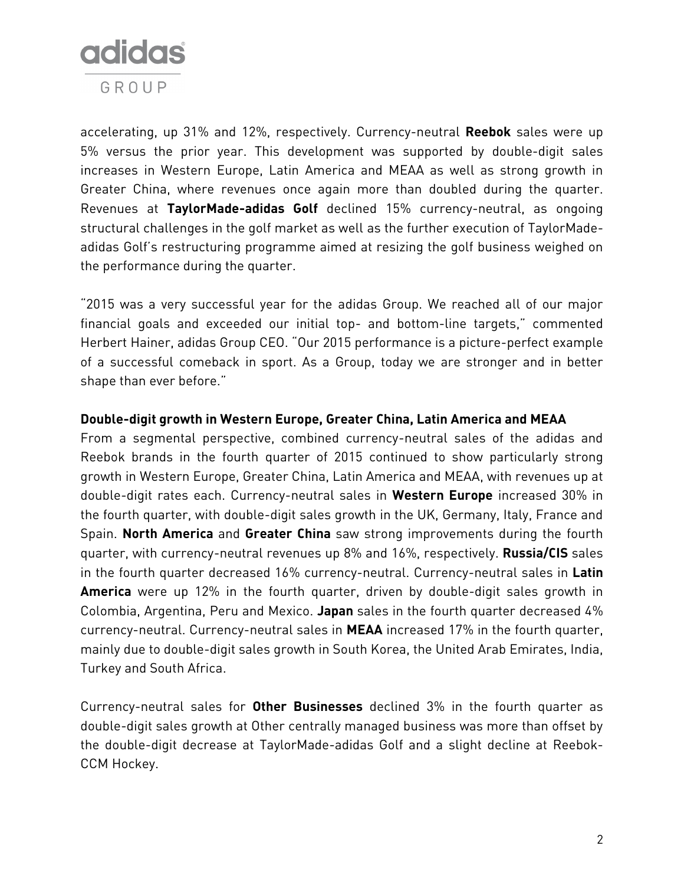accelerating, up 31% and 12%, respectively. Currency-neutral **Reebok** sales were up 5% versus the prior year. This development was supported by double-digit sales increases in Western Europe, Latin America and MEAA as well as strong growth in Greater China, where revenues once again more than doubled during the quarter. Revenues at **TaylorMade-adidas Golf** declined 15% currency-neutral, as ongoing structural challenges in the golf market as well as the further execution of TaylorMade-adidas Golf's restructuring programme aimed at resizing the golf business weighed on the performance during the quarter.

"2015 was a very successful year for the adidas Group. We reached all of our major financial goals and exceeded our initial top- and bottom-line targets," commented Herbert Hainer, adidas Group CEO. "Our 2015 performance is a picture-perfect example of a successful comeback in sport. As a Group, today we are stronger and in better shape than ever before."

**Double-digit growth in Western Europe, Greater China, Latin America and MEAA**

From a segmental perspective, combined currency-neutral sales of the adidas and Reebok brands in the fourth quarter of 2015 continued to show particularly strong growth in Western Europe, Greater China, Latin America and MEAA, with revenues up at double-digit rates each. Currency-neutral sales in **Western Europe** increased 30% in the fourth quarter, with double-digit sales growth in the UK, Germany, Italy, France and Spain. **North America** and **Greater China** saw strong improvements during the fourth quarter, with currency-neutral revenues up 8% and 16%, respectively. **Russia/CIS** sales in the fourth quarter decreased 16% currency-neutral. Currency-neutral sales in **Latin America** were up 12% in the fourth quarter, driven by double-digit sales growth in Colombia, Argentina, Peru and Mexico. **Japan** sales in the fourth quarter decreased 4% currency-neutral. Currency-neutral sales in **MEAA** increased 17% in the fourth quarter, mainly due to double-digit sales growth in South Korea, the United Arab Emirates, India, Turkey and South Africa.

Currency-neutral sales for **Other Businesses** declined 3% in the fourth quarter as double-digit sales growth at Other centrally managed business was more than offset by the double-digit decrease at TaylorMade-adidas Golf and a slight decline at Reebok-CCM Hockey.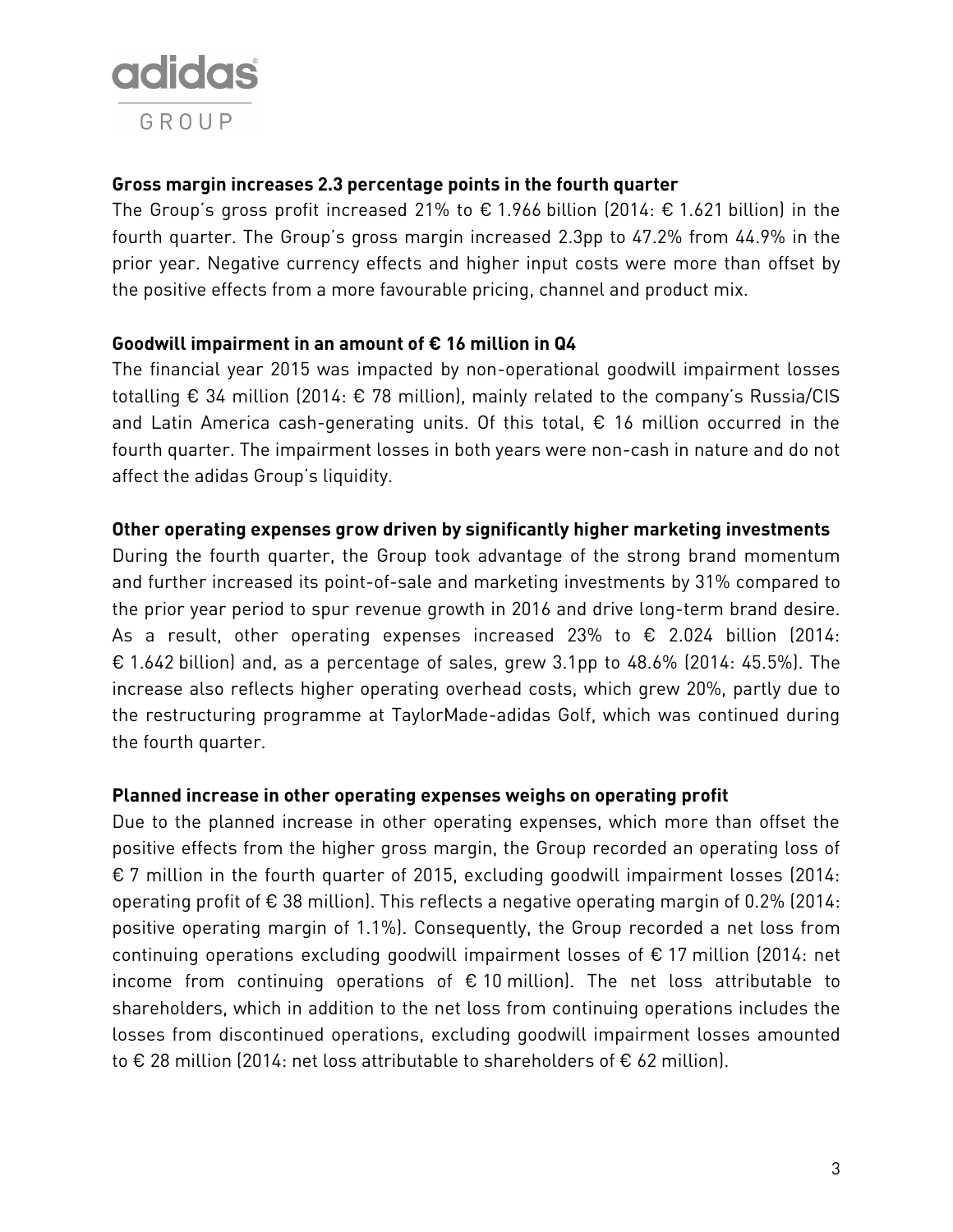**Gross margin increases 2.3 percentage points in the fourth quarter**

The Group's gross profit increased 21% to € 1.966 billion (2014: € 1.621 billion) in the fourth quarter. The Group's gross margin increased 2.3pp to 47.2% from 44.9% in the prior year. Negative currency effects and higher input costs were more than offset by the positive effects from a more favourable pricing, channel and product mix.

**Goodwill impairment in an amount of € 16 million in Q4**

The financial year 2015 was impacted by non-operational goodwill impairment losses totalling € 34 million (2014: € 78 million), mainly related to the company's Russia/CIS and Latin America cash-generating units. Of this total, € 16 million occurred in the fourth quarter. The impairment losses in both years were non-cash in nature and do not affect the adidas Group's liquidity.

**Other operating expenses grow driven by significantly higher marketing investments**

During the fourth quarter, the Group took advantage of the strong brand momentum and further increased its point-of-sale and marketing investments by 31% compared to the prior year period to spur revenue growth in 2016 and drive long-term brand desire. As a result, other operating expenses increased 23% to € 2.024 billion (2014: € 1.642 billion) and, as a percentage of sales, grew 3.1pp to 48.6% (2014: 45.5%). The increase also reflects higher operating overhead costs, which grew 20%, partly due to the restructuring programme at TaylorMade-adidas Golf, which was continued during the fourth quarter.

**Planned increase in other operating expenses weighs on operating profit**

Due to the planned increase in other operating expenses, which more than offset the positive effects from the higher gross margin, the Group recorded an operating loss of € 7 million in the fourth quarter of 2015, excluding goodwill impairment losses (2014: operating profit of € 38 million). This reflects a negative operating margin of 0.2% (2014: positive operating margin of 1.1%). Consequently, the Group recorded a net loss from continuing operations excluding goodwill impairment losses of € 17 million (2014: net income from continuing operations of € 10 million). The net loss attributable to shareholders, which in addition to the net loss from continuing operations includes the losses from discontinued operations, excluding goodwill impairment losses amounted to € 28 million (2014: net loss attributable to shareholders of € 62 million).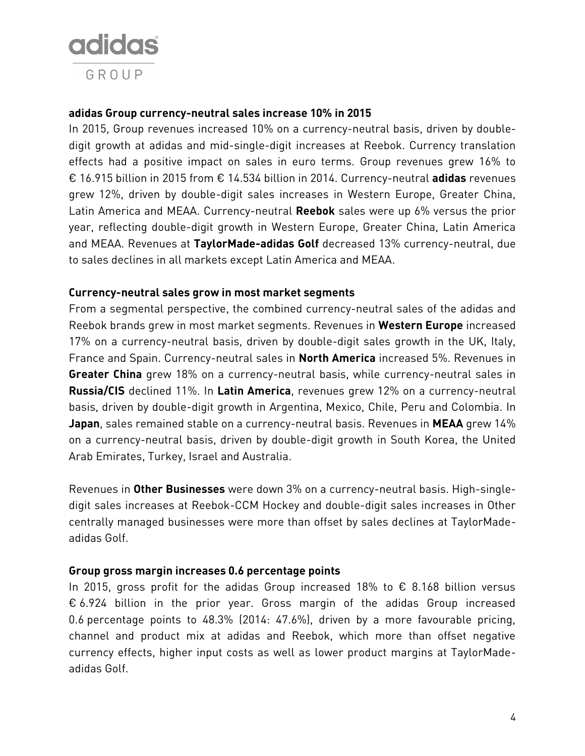**adidas Group currency-neutral sales increase 10% in 2015**

In 2015, Group revenues increased 10% on a currency-neutral basis, driven by double-digit growth at adidas and mid-single-digit increases at Reebok. Currency translation effects had a positive impact on sales in euro terms. Group revenues grew 16% to € 16.915 billion in 2015 from € 14.534 billion in 2014. Currency-neutral **adidas** revenues grew 12%, driven by double-digit sales increases in Western Europe, Greater China, Latin America and MEAA. Currency-neutral **Reebok** sales were up 6% versus the prior year, reflecting double-digit growth in Western Europe, Greater China, Latin America and MEAA. Revenues at **TaylorMade-adidas Golf** decreased 13% currency-neutral, due to sales declines in all markets except Latin America and MEAA.

**Currency-neutral sales grow in most market segments**

From a segmental perspective, the combined currency-neutral sales of the adidas and Reebok brands grew in most market segments. Revenues in **Western Europe** increased 17% on a currency-neutral basis, driven by double-digit sales growth in the UK, Italy, France and Spain. Currency-neutral sales in **North America** increased 5%. Revenues in **Greater China** grew 18% on a currency-neutral basis, while currency-neutral sales in **Russia/CIS** declined 11%. In **Latin America**, revenues grew 12% on a currency-neutral basis, driven by double-digit growth in Argentina, Mexico, Chile, Peru and Colombia. In **Japan**, sales remained stable on a currency-neutral basis. Revenues in **MEAA** grew 14% on a currency-neutral basis, driven by double-digit growth in South Korea, the United Arab Emirates, Turkey, Israel and Australia.

Revenues in **Other Businesses** were down 3% on a currency-neutral basis. High-single-digit sales increases at Reebok-CCM Hockey and double-digit sales increases in Other centrally managed businesses were more than offset by sales declines at TaylorMade-adidas Golf.

**Group gross margin increases 0.6 percentage points**

In 2015, gross profit for the adidas Group increased 18% to € 8.168 billion versus € 6.924 billion in the prior year. Gross margin of the adidas Group increased 0.6 percentage points to 48.3% (2014: 47.6%), driven by a more favourable pricing, channel and product mix at adidas and Reebok, which more than offset negative currency effects, higher input costs as well as lower product margins at TaylorMade-adidas Golf.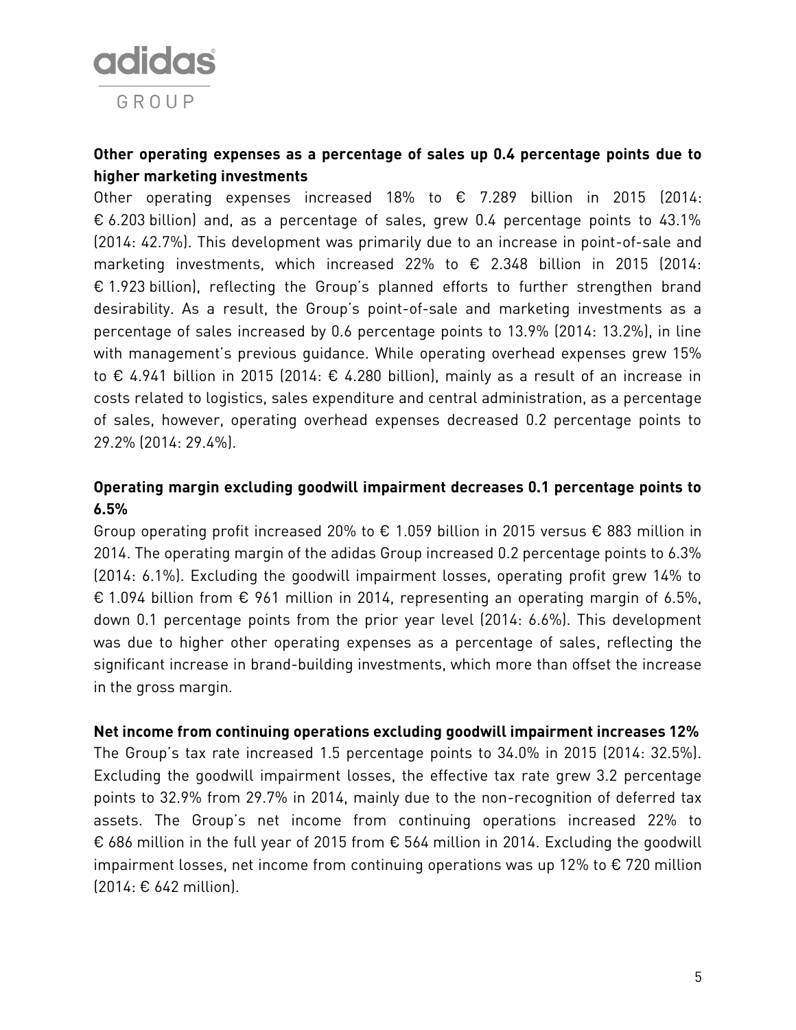**Other operating expenses as a percentage of sales up 0.4 percentage points due to higher marketing investments**

Other operating expenses increased 18% to € 7.289 billion in 2015 (2014: € 6.203 billion) and, as a percentage of sales, grew 0.4 percentage points to 43.1% (2014: 42.7%). This development was primarily due to an increase in point-of-sale and marketing investments, which increased 22% to € 2.348 billion in 2015 (2014: € 1.923 billion), reflecting the Group's planned efforts to further strengthen brand desirability. As a result, the Group's point-of-sale and marketing investments as a percentage of sales increased by 0.6 percentage points to 13.9% (2014: 13.2%), in line with management's previous guidance. While operating overhead expenses grew 15% to € 4.941 billion in 2015 (2014: € 4.280 billion), mainly as a result of an increase in costs related to logistics, sales expenditure and central administration, as a percentage of sales, however, operating overhead expenses decreased 0.2 percentage points to 29.2% (2014: 29.4%).

**Operating margin excluding goodwill impairment decreases 0.1 percentage points to 6.5%**

Group operating profit increased 20% to € 1.059 billion in 2015 versus € 883 million in 2014. The operating margin of the adidas Group increased 0.2 percentage points to 6.3% (2014: 6.1%). Excluding the goodwill impairment losses, operating profit grew 14% to € 1.094 billion from € 961 million in 2014, representing an operating margin of 6.5%, down 0.1 percentage points from the prior year level (2014: 6.6%). This development was due to higher other operating expenses as a percentage of sales, reflecting the significant increase in brand-building investments, which more than offset the increase in the gross margin.

**Net income from continuing operations excluding goodwill impairment increases 12%**

The Group's tax rate increased 1.5 percentage points to 34.0% in 2015 (2014: 32.5%). Excluding the goodwill impairment losses, the effective tax rate grew 3.2 percentage points to 32.9% from 29.7% in 2014, mainly due to the non-recognition of deferred tax assets. The Group's net income from continuing operations increased 22% to € 686 million in the full year of 2015 from € 564 million in 2014. Excluding the goodwill impairment losses, net income from continuing operations was up 12% to € 720 million (2014: € 642 million).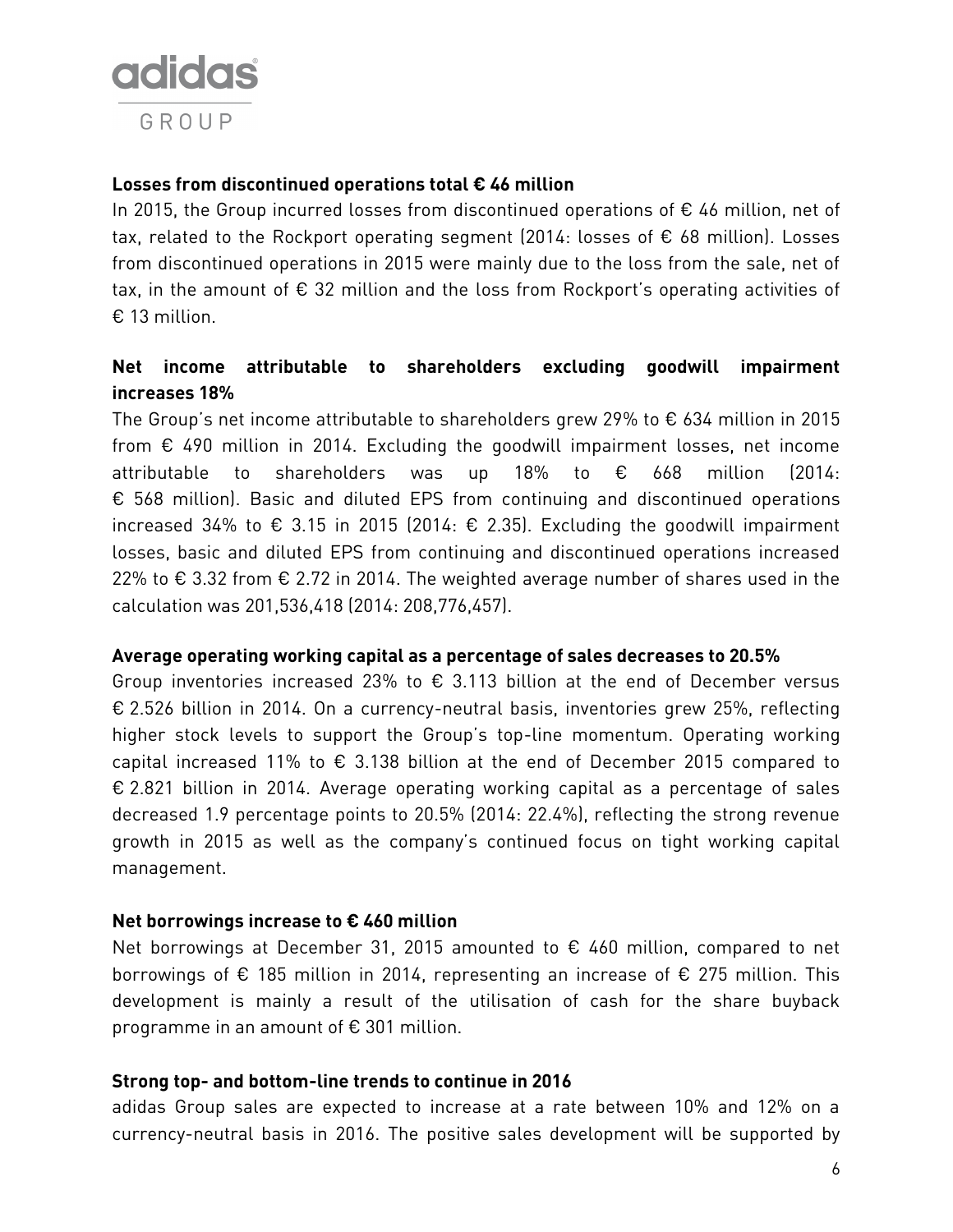**Losses from discontinued operations total € 46 million**

In 2015, the Group incurred losses from discontinued operations of € 46 million, net of tax, related to the Rockport operating segment (2014: losses of € 68 million). Losses from discontinued operations in 2015 were mainly due to the loss from the sale, net of tax, in the amount of € 32 million and the loss from Rockport's operating activities of € 13 million.

**Net income attributable to shareholders excluding goodwill impairment increases 18%**

The Group's net income attributable to shareholders grew 29% to € 634 million in 2015 from € 490 million in 2014. Excluding the goodwill impairment losses, net income attributable to shareholders was up 18% to € 668 million (2014: € 568 million). Basic and diluted EPS from continuing and discontinued operations increased 34% to € 3.15 in 2015 (2014: € 2.35). Excluding the goodwill impairment losses, basic and diluted EPS from continuing and discontinued operations increased 22% to € 3.32 from € 2.72 in 2014. The weighted average number of shares used in the calculation was 201,536,418 (2014: 208,776,457).

**Average operating working capital as a percentage of sales decreases to 20.5%**

Group inventories increased 23% to € 3.113 billion at the end of December versus € 2.526 billion in 2014. On a currency-neutral basis, inventories grew 25%, reflecting higher stock levels to support the Group's top-line momentum. Operating working capital increased 11% to € 3.138 billion at the end of December 2015 compared to € 2.821 billion in 2014. Average operating working capital as a percentage of sales decreased 1.9 percentage points to 20.5% (2014: 22.4%), reflecting the strong revenue growth in 2015 as well as the company's continued focus on tight working capital management.

**Net borrowings increase to € 460 million**

Net borrowings at December 31, 2015 amounted to € 460 million, compared to net borrowings of € 185 million in 2014, representing an increase of € 275 million. This development is mainly a result of the utilisation of cash for the share buyback programme in an amount of € 301 million.

**Strong top- and bottom-line trends to continue in 2016**

adidas Group sales are expected to increase at a rate between 10% and 12% on a currency-neutral basis in 2016. The positive sales development will be supported by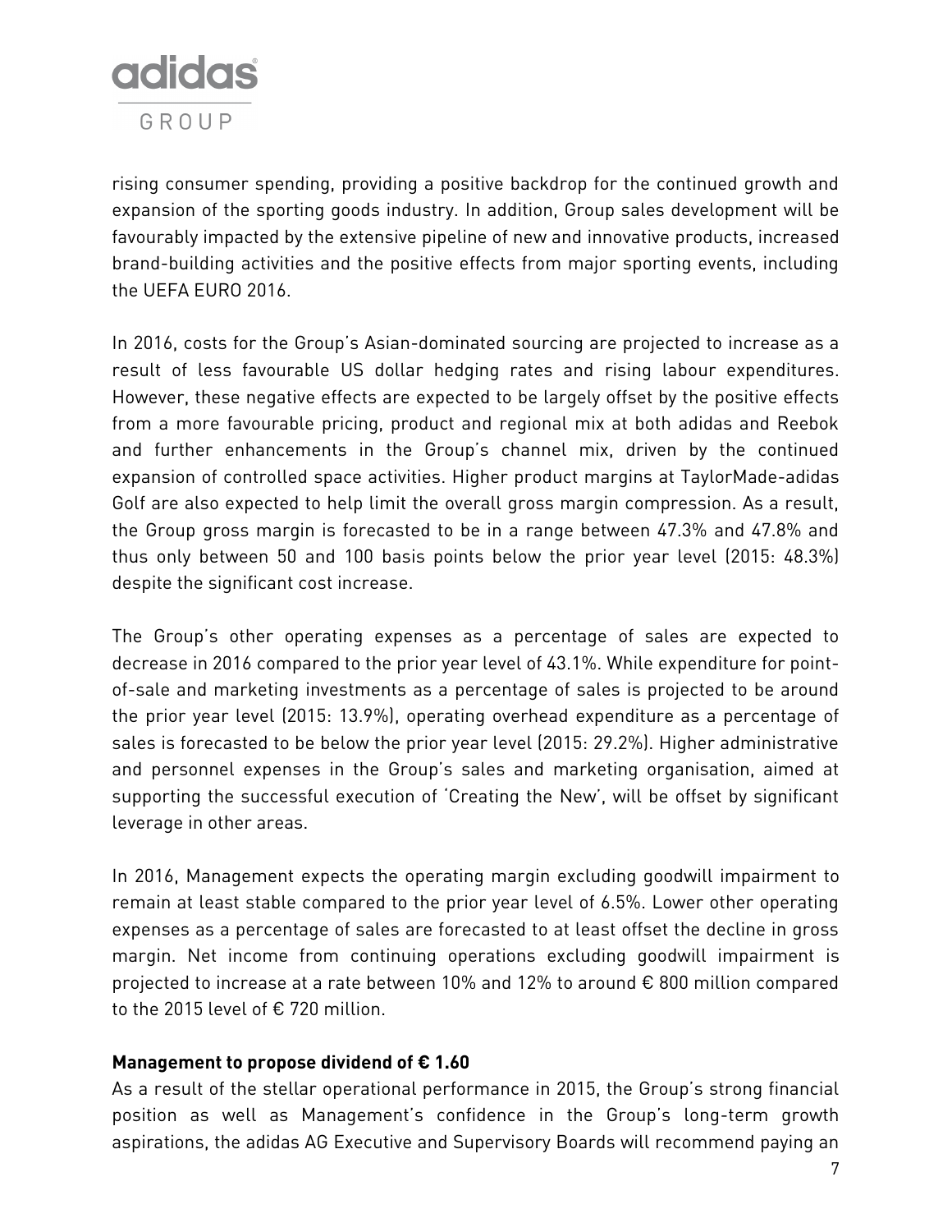rising consumer spending, providing a positive backdrop for the continued growth and expansion of the sporting goods industry. In addition, Group sales development will be favourably impacted by the extensive pipeline of new and innovative products, increased brand-building activities and the positive effects from major sporting events, including the UEFA EURO 2016.

In 2016, costs for the Group's Asian-dominated sourcing are projected to increase as a result of less favourable US dollar hedging rates and rising labour expenditures. However, these negative effects are expected to be largely offset by the positive effects from a more favourable pricing, product and regional mix at both adidas and Reebok and further enhancements in the Group's channel mix, driven by the continued expansion of controlled space activities. Higher product margins at TaylorMade-adidas Golf are also expected to help limit the overall gross margin compression. As a result, the Group gross margin is forecasted to be in a range between 47.3% and 47.8% and thus only between 50 and 100 basis points below the prior year level (2015: 48.3%) despite the significant cost increase.

The Group's other operating expenses as a percentage of sales are expected to decrease in 2016 compared to the prior year level of 43.1%. While expenditure for point-of-sale and marketing investments as a percentage of sales is projected to be around the prior year level (2015: 13.9%), operating overhead expenditure as a percentage of sales is forecasted to be below the prior year level (2015: 29.2%). Higher administrative and personnel expenses in the Group's sales and marketing organisation, aimed at supporting the successful execution of 'Creating the New', will be offset by significant leverage in other areas.

In 2016, Management expects the operating margin excluding goodwill impairment to remain at least stable compared to the prior year level of 6.5%. Lower other operating expenses as a percentage of sales are forecasted to at least offset the decline in gross margin. Net income from continuing operations excluding goodwill impairment is projected to increase at a rate between 10% and 12% to around € 800 million compared to the 2015 level of € 720 million.

**Management to propose dividend of € 1.60**

As a result of the stellar operational performance in 2015, the Group's strong financial position as well as Management's confidence in the Group's long-term growth aspirations, the adidas AG Executive and Supervisory Boards will recommend paying an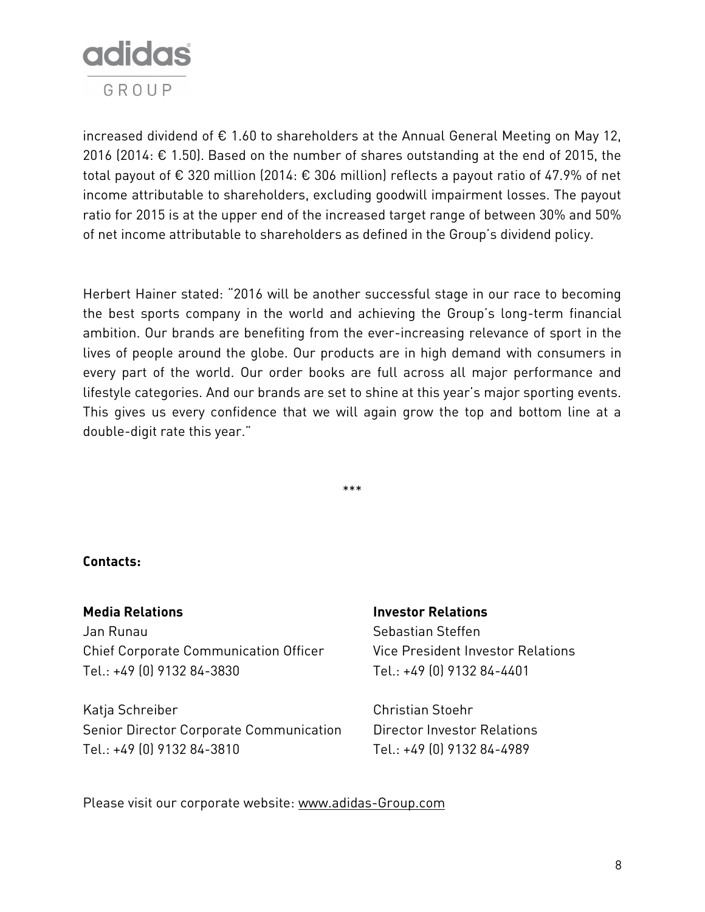increased dividend of € 1.60 to shareholders at the Annual General Meeting on May 12, 2016 (2014: € 1.50). Based on the number of shares outstanding at the end of 2015, the total payout of € 320 million (2014: € 306 million) reflects a payout ratio of 47.9% of net income attributable to shareholders, excluding goodwill impairment losses. The payout ratio for 2015 is at the upper end of the increased target range of between 30% and 50% of net income attributable to shareholders as defined in the Group's dividend policy.

Herbert Hainer stated: "2016 will be another successful stage in our race to becoming the best sports company in the world and achieving the Group's long-term financial ambition. Our brands are benefiting from the ever-increasing relevance of sport in the lives of people around the globe. Our products are in high demand with consumers in every part of the world. Our order books are full across all major performance and lifestyle categories. And our brands are set to shine at this year's major sporting events. This gives us every confidence that we will again grow the top and bottom line at a double-digit rate this year."

***

**Contacts:**

**Media Relations**
Jan Runau
Chief Corporate Communication Officer
Tel.: +49 (0) 9132 84-3830

Katja Schreiber
Senior Director Corporate Communication
Tel.: +49 (0) 9132 84-3810

**Investor Relations**
Sebastian Steffen
Vice President Investor Relations
Tel.: +49 (0) 9132 84-4401

Christian Stoehr
Director Investor Relations
Tel.: +49 (0) 9132 84-4989

Please visit our corporate website: www.adidas-Group.com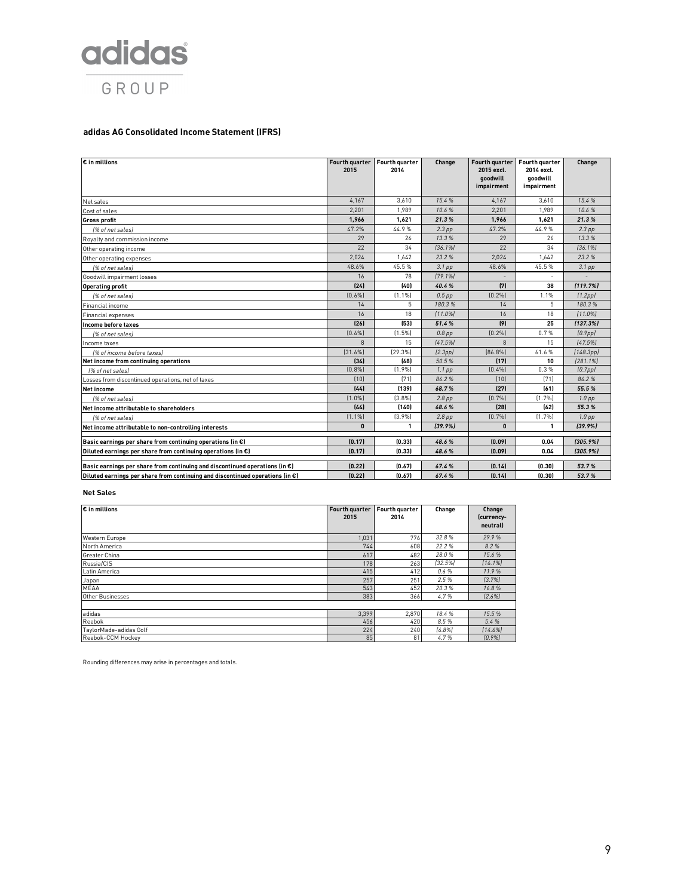**adidas GROUP**

### adidas AG Consolidated Income Statement (IFRS)

| € in millions | Fourth quarter 2015 | Fourth quarter 2014 | Change | Fourth quarter 2015 excl. goodwill impairment | Fourth quarter 2014 excl. goodwill impairment | Change |
|---|---|---|---|---|---|---|
| Net sales | 4,167 | 3,610 | *15.4 %* | 4,167 | 3,610 | *15.4 %* |
| Cost of sales | 2,201 | 1,989 | *10.6 %* | 2,201 | 1,989 | *10.6 %* |
| **Gross profit** | **1,966** | **1,621** | ***21.3 %*** | **1,966** | **1,621** | ***21.3 %*** |
| *(% of net sales)* | 47.2% | 44.9 % | *2.3 pp* | 47.2% | 44.9 % | *2.3 pp* |
| Royalty and commission income | 29 | 26 | *13.3 %* | 29 | 26 | *13.3 %* |
| Other operating income | 22 | 34 | *(36.1%)* | 22 | 34 | *(36.1%)* |
| Other operating expenses | 2,024 | 1,642 | *23.2 %* | 2,024 | 1,642 | *23.2 %* |
| *(% of net sales)* | 48.6% | 45.5 % | *3.1 pp* | 48.6% | 45.5 % | *3.1 pp* |
| Goodwill impairment losses | 16 | 78 | *(79.1%)* | - | - | - |
| **Operating profit** | **(24)** | **(40)** | ***40.4 %*** | **(7)** | **38** | ***(119.7%)*** |
| *(% of net sales)* | (0.6%) | (1.1%) | *0.5 pp* | (0.2%) | 1.1% | *(1.2pp)* |
| Financial income | 14 | 5 | *180.3 %* | 14 | 5 | *180.3 %* |
| Financial expenses | 16 | 18 | *(11.0%)* | 16 | 18 | *(11.0%)* |
| **Income before taxes** | **(26)** | **(53)** | ***51.4 %*** | **(9)** | **25** | ***(137.3%)*** |
| *(% of net sales)* | (0.6%) | (1.5%) | *0.8 pp* | (0.2%) | 0.7 % | *(0.9pp)* |
| Income taxes | 8 | 15 | *(47.5%)* | 8 | 15 | *(47.5%)* |
| *(% of income before taxes)* | (31.6%) | (29.3%) | *(2.3pp)* | (86.8%) | 61.6 % | *(148.3pp)* |
| **Net income from continuing operations** | **(34)** | **(68)** | *50.5 %* | **(17)** | **10** | *(281.1%)* |
| *(% of net sales)* | (0.8%) | (1.9%) | *1.1 pp* | (0.4%) | 0.3 % | *(0.7pp)* |
| Losses from discontinued operations, net of taxes | (10) | (71) | *86.2 %* | (10) | (71) | *86.2 %* |
| **Net income** | **(44)** | **(139)** | ***68.7 %*** | **(27)** | **(61)** | ***55.5 %*** |
| *(% of net sales)* | (1.0%) | (3.8%) | *2.8 pp* | (0.7%) | (1.7%) | *1.0 pp* |
| **Net income attributable to shareholders** | **(44)** | **(140)** | ***68.6 %*** | **(28)** | **(62)** | ***55.3 %*** |
| *(% of net sales)* | (1.1%) | (3.9%) | *2.8 pp* | (0.7%) | (1.7%) | *1.0 pp* |
| **Net income attributable to non-controlling interests** | **0** | **1** | ***(39.9%)*** | **0** | **1** | ***(39.9%)*** |
| **Basic earnings per share from continuing operations (in €)** | **(0.17)** | **(0.33)** | ***48.6 %*** | **(0.09)** | **0.04** | ***(305.9%)*** |
| **Diluted earnings per share from continuing operations (in €)** | **(0.17)** | **(0.33)** | ***48.6 %*** | **(0.09)** | **0.04** | ***(305.9%)*** |
| **Basic earnings per share from continuing and discontinued operations (in €)** | **(0.22)** | **(0.67)** | ***67.4 %*** | **(0.14)** | **(0.30)** | ***53.7 %*** |
| **Diluted earnings per share from continuing and discontinued operations (in €)** | **(0.22)** | **(0.67)** | ***67.4 %*** | **(0.14)** | **(0.30)** | ***53.7 %*** |

### Net Sales

| € in millions | Fourth quarter 2015 | Fourth quarter 2014 | Change | Change (currency-neutral) |
|---|---|---|---|---|
| Western Europe | 1,031 | 776 | *32.8 %* | *29.9 %* |
| North America | 744 | 608 | *22.2 %* | *8.2 %* |
| Greater China | 617 | 482 | *28.0 %* | *15.6 %* |
| Russia/CIS | 178 | 263 | *(32.5%)* | *(16.1%)* |
| Latin America | 415 | 412 | *0.6 %* | *11.9 %* |
| Japan | 257 | 251 | *2.5 %* | *(3.7%)* |
| MEAA | 543 | 452 | *20.3 %* | *16.8 %* |
| Other Businesses | 383 | 366 | *4.7 %* | *(2.6%)* |
| | | | | |
| adidas | 3,399 | 2,870 | *18.4 %* | *15.5 %* |
| Reebok | 456 | 420 | *8.5 %* | *5.4 %* |
| TaylorMade-adidas Golf | 224 | 240 | *(6.8%)* | *(14.6%)* |
| Reebok-CCM Hockey | 85 | 81 | *4.7 %* | *(0.9%)* |

Rounding differences may arise in percentages and totals.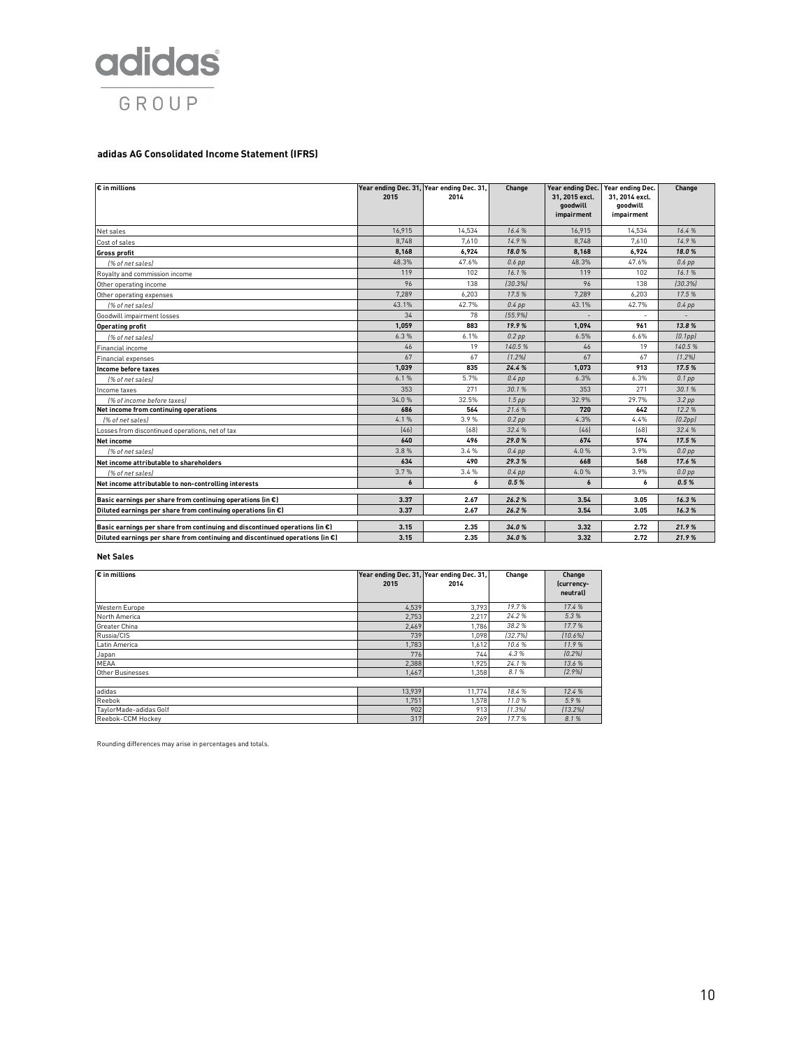adidas GROUP

### adidas AG Consolidated Income Statement (IFRS)

| € in millions | Year ending Dec. 31, 2015 | Year ending Dec. 31, 2014 | Change | Year ending Dec. 31, 2015 excl. goodwill impairment | Year ending Dec. 31, 2014 excl. goodwill impairment | Change |
|---|---|---|---|---|---|---|
| Net sales | 16,915 | 14,534 | *16.4 %* | 16,915 | 14,534 | *16.4 %* |
| Cost of sales | 8,748 | 7,610 | *14.9 %* | 8,748 | 7,610 | *14.9 %* |
| **Gross profit** | **8,168** | **6,924** | ***18.0 %*** | **8,168** | **6,924** | ***18.0 %*** |
| *(% of net sales)* | 48.3% | 47.6% | *0.6 pp* | 48.3% | 47.6% | *0.6 pp* |
| Royalty and commission income | 119 | 102 | *16.1 %* | 119 | 102 | *16.1 %* |
| Other operating income | 96 | 138 | *(30.3%)* | 96 | 138 | *(30.3%)* |
| Other operating expenses | 7,289 | 6,203 | *17.5 %* | 7,289 | 6,203 | *17.5 %* |
| *(% of net sales)* | 43.1% | 42.7% | *0.4 pp* | 43.1% | 42.7% | *0.4 pp* |
| Goodwill impairment losses | 34 | 78 | *(55.9%)* | - | - | - |
| **Operating profit** | **1,059** | **883** | ***19.9 %*** | **1,094** | **961** | ***13.8 %*** |
| *(% of net sales)* | 6.3 % | 6.1% | *0.2 pp* | 6.5% | 6.6% | *(0.1pp)* |
| Financial income | 46 | 19 | *140.5 %* | 46 | 19 | *140.5 %* |
| Financial expenses | 67 | 67 | *(1.2%)* | 67 | 67 | *(1.2%)* |
| **Income before taxes** | **1,039** | **835** | ***24.4 %*** | **1,073** | **913** | ***17.5 %*** |
| *(% of net sales)* | 6.1 % | 5.7% | *0.4 pp* | 6.3% | 6.3% | *0.1 pp* |
| Income taxes | 353 | 271 | *30.1 %* | 353 | 271 | *30.1 %* |
| *(% of income before taxes)* | 34.0 % | 32.5% | *1.5 pp* | 32.9% | 29.7% | *3.2 pp* |
| **Net income from continuing operations** | **686** | **564** | *21.6 %* | **720** | **642** | *12.2 %* |
| *(% of net sales)* | 4.1 % | 3.9 % | *0.2 pp* | 4.3% | 4.4% | *(0.2pp)* |
| Losses from discontinued operations, net of tax | (46) | (68) | *32.4 %* | (46) | (68) | *32.4 %* |
| **Net income** | **640** | **496** | ***29.0 %*** | **674** | **574** | ***17.5 %*** |
| *(% of net sales)* | 3.8 % | 3.4 % | *0.4 pp* | 4.0 % | 3.9% | *0.0 pp* |
| **Net income attributable to shareholders** | **634** | **490** | ***29.3 %*** | **668** | **568** | ***17.6 %*** |
| *(% of net sales)* | 3.7 % | 3.4 % | *0.4 pp* | 4.0 % | 3.9% | *0.0 pp* |
| **Net income attributable to non-controlling interests** | ***6*** | ***6*** | ***0.5 %*** | ***6*** | ***6*** | ***0.5 %*** |
| **Basic earnings per share from continuing operations (in €)** | **3.37** | **2.67** | ***26.2 %*** | **3.54** | **3.05** | ***16.3 %*** |
| **Diluted earnings per share from continuing operations (in €)** | **3.37** | **2.67** | ***26.2 %*** | **3.54** | **3.05** | ***16.3 %*** |
| **Basic earnings per share from continuing and discontinued operations (in €)** | **3.15** | **2.35** | ***34.0 %*** | **3.32** | **2.72** | ***21.9 %*** |
| **Diluted earnings per share from continuing and discontinued operations (in €)** | **3.15** | **2.35** | ***34.0 %*** | **3.32** | **2.72** | ***21.9 %*** |

### Net Sales

| € in millions | Year ending Dec. 31, 2015 | Year ending Dec. 31, 2014 | Change | Change (currency-neutral) |
|---|---|---|---|---|
| Western Europe | 4,539 | 3,793 | *19.7 %* | *17.4 %* |
| North America | 2,753 | 2,217 | *24.2 %* | *5.3 %* |
| Greater China | 2,469 | 1,786 | *38.2 %* | *17.7 %* |
| Russia/CIS | 739 | 1,098 | *(32.7%)* | *(10.6%)* |
| Latin America | 1,783 | 1,612 | *10.6 %* | *11.9 %* |
| Japan | 776 | 744 | *4.3 %* | *(0.2%)* |
| MEAA | 2,388 | 1,925 | *24.1 %* | *13.6 %* |
| Other Businesses | 1,467 | 1,358 | *8.1 %* | *(2.9%)* |
| | | | | |
| adidas | 13,939 | 11,774 | *18.4 %* | *12.4 %* |
| Reebok | 1,751 | 1,578 | *11.0 %* | *5.9 %* |
| TaylorMade-adidas Golf | 902 | 913 | *(1.3%)* | *(13.2%)* |
| Reebok-CCM Hockey | 317 | 269 | *17.7 %* | *8.1 %* |

Rounding differences may arise in percentages and totals.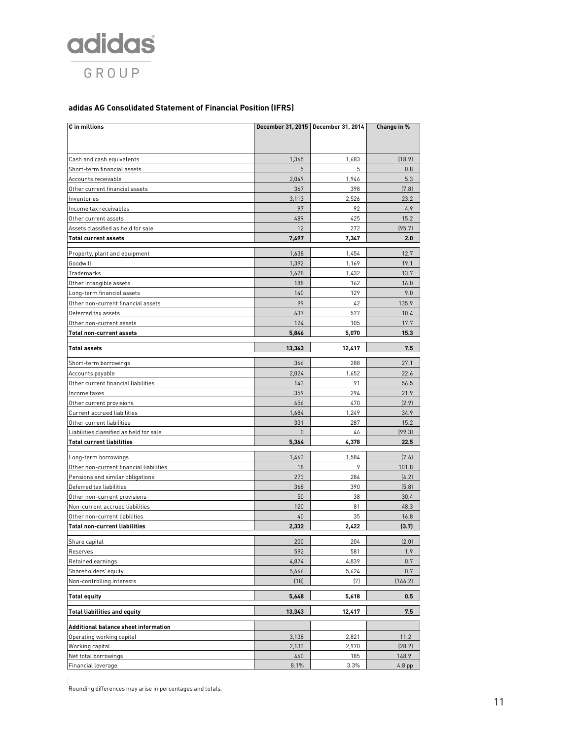adidas GROUP

## adidas AG Consolidated Statement of Financial Position (IFRS)

| € in millions | December 31, 2015 | December 31, 2014 | Change in % |
|---|---|---|---|
| Cash and cash equivalents | 1,365 | 1,683 | (18.9) |
| Short-term financial assets | 5 | 5 | 0.8 |
| Accounts receivable | 2,049 | 1,946 | 5.3 |
| Other current financial assets | 367 | 398 | (7.8) |
| Inventories | 3,113 | 2,526 | 23.2 |
| Income tax receivables | 97 | 92 | 4.9 |
| Other current assets | 489 | 425 | 15.2 |
| Assets classified as held for sale | 12 | 272 | (95.7) |
| **Total current assets** | **7,497** | **7,347** | **2.0** |
| Property, plant and equipment | 1,638 | 1,454 | 12.7 |
| Goodwill | 1,392 | 1,169 | 19.1 |
| Trademarks | 1,628 | 1,432 | 13.7 |
| Other intangible assets | 188 | 162 | 16.0 |
| Long-term financial assets | 140 | 129 | 9.0 |
| Other non-current financial assets | 99 | 42 | 135.9 |
| Deferred tax assets | 637 | 577 | 10.4 |
| Other non-current assets | 124 | 105 | 17.7 |
| **Total non-current assets** | **5,846** | **5,070** | **15.3** |
| **Total assets** | **13,343** | **12,417** | **7.5** |
| Short-term borrowings | 366 | 288 | 27.1 |
| Accounts payable | 2,024 | 1,652 | 22.6 |
| Other current financial liabilities | 143 | 91 | 56.5 |
| Income taxes | 359 | 294 | 21.9 |
| Other current provisions | 456 | 470 | (2.9) |
| Current accrued liabilities | 1,684 | 1,249 | 34.9 |
| Other current liabilities | 331 | 287 | 15.2 |
| Liabilities classified as held for sale | 0 | 46 | (99.3) |
| **Total current liabilities** | **5,364** | **4,378** | **22.5** |
| Long-term borrowings | 1,463 | 1,584 | (7.6) |
| Other non-current financial liabilities | 18 | 9 | 101.8 |
| Pensions and similar obligations | 273 | 284 | (4.2) |
| Deferred tax liabilities | 368 | 390 | (5.8) |
| Other non-current provisions | 50 | 38 | 30.4 |
| Non-current accrued liabilities | 120 | 81 | 48.3 |
| Other non-current liabilities | 40 | 35 | 16.8 |
| **Total non-current liabilities** | **2,332** | **2,422** | **(3.7)** |
| Share capital | 200 | 204 | (2.0) |
| Reserves | 592 | 581 | 1.9 |
| Retained earnings | 4,874 | 4,839 | 0.7 |
| Shareholders' equity | 5,666 | 5,624 | 0.7 |
| Non-controlling interests | (18) | (7) | (166.2) |
| **Total equity** | **5,648** | **5,618** | **0.5** |
| **Total liabilities and equity** | **13,343** | **12,417** | **7.5** |
| **Additional balance sheet information** | | | |
| Operating working capital | 3,138 | 2,821 | 11.2 |
| Working capital | 2,133 | 2,970 | (28.2) |
| Net total borrowings | 460 | 185 | 148.9 |
| Financial leverage | 8.1% | 3.3% | 4.8 pp |

Rounding differences may arise in percentages and totals.